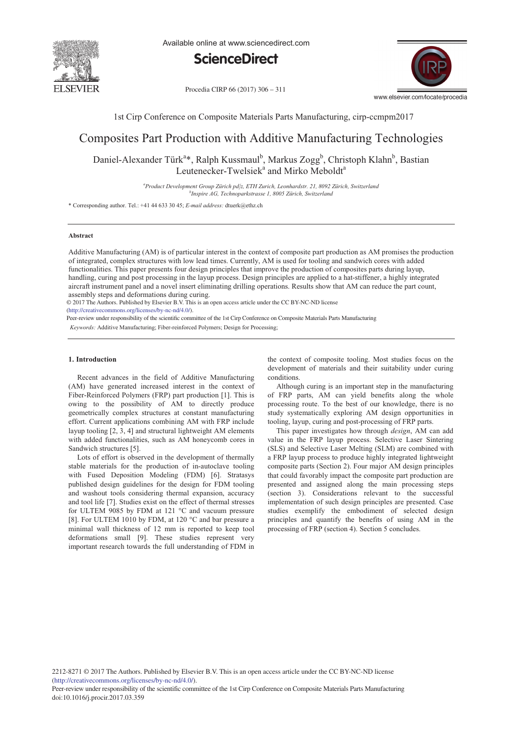1st Cirp Conference on Composite Materials Parts Manufacturing, cirp-ccmpm2017

# Composites Part Production with Additive Manufacturing Technologies

Daniel-Alexander Türk[a]*, Ralph Kussmaul[b], Markus Zogg[b], Christoph Klahn[b], Bastian Leutenecker-Twelsiek[a] and Mirko Meboldt[a]

[a]Product Development Group Zürich pd|z, ETH Zurich, Leonhardstr. 21, 8092 Zürich, Switzerland
[b]Inspire AG, Technoparkstrasse 1, 8005 Zürich, Switzerland

\* Corresponding author. Tel.: +41 44 633 30 45; *E-mail address:* dtuerk@ethz.ch

## Abstract

Additive Manufacturing (AM) is of particular interest in the context of composite part production as AM promises the production of integrated, complex structures with low lead times. Currently, AM is used for tooling and sandwich cores with added functionalities. This paper presents four design principles that improve the production of composites parts during layup, handling, curing and post processing in the layup process. Design principles are applied to a hat-stiffener, a highly integrated aircraft instrument panel and a novel insert eliminating drilling operations. Results show that AM can reduce the part count, assembly steps and deformations during curing.

© 2017 The Authors. Published by Elsevier B.V. This is an open access article under the CC BY-NC-ND license (http://creativecommons.org/licenses/by-nc-nd/4.0/).

Peer-review under responsibility of the scientific committee of the 1st Cirp Conference on Composite Materials Parts Manufacturing

*Keywords:* Additive Manufacturing; Fiber-reinforced Polymers; Design for Processing;

## 1. Introduction

Recent advances in the field of Additive Manufacturing (AM) have generated increased interest in the context of Fiber-Reinforced Polymers (FRP) part production [1]. This is owing to the possibility of AM to directly produce geometrically complex structures at constant manufacturing effort. Current applications combining AM with FRP include layup tooling [2, 3, 4] and structural lightweight AM elements with added functionalities, such as AM honeycomb cores in Sandwich structures [5].

Lots of effort is observed in the development of thermally stable materials for the production of in-autoclave tooling with Fused Deposition Modeling (FDM) [6]. Stratasys published design guidelines for the design for FDM tooling and washout tools considering thermal expansion, accuracy and tool life [7]. Studies exist on the effect of thermal stresses for ULTEM 9085 by FDM at 121 °C and vacuum pressure [8]. For ULTEM 1010 by FDM, at 120 °C and bar pressure a minimal wall thickness of 12 mm is reported to keep tool deformations small [9]. These studies represent very important research towards the full understanding of FDM in the context of composite tooling. Most studies focus on the development of materials and their suitability under curing conditions.

Although curing is an important step in the manufacturing of FRP parts, AM can yield benefits along the whole processing route. To the best of our knowledge, there is no study systematically exploring AM design opportunities in tooling, layup, curing and post-processing of FRP parts.

This paper investigates how through *design*, AM can add value in the FRP layup process. Selective Laser Sintering (SLS) and Selective Laser Melting (SLM) are combined with a FRP layup process to produce highly integrated lightweight composite parts (Section 2). Four major AM design principles that could favorably impact the composite part production are presented and assigned along the main processing steps (section 3). Considerations relevant to the successful implementation of such design principles are presented. Case studies exemplify the embodiment of selected design principles and quantify the benefits of using AM in the processing of FRP (section 4). Section 5 concludes.

2212-8271 © 2017 The Authors. Published by Elsevier B.V. This is an open access article under the CC BY-NC-ND license (http://creativecommons.org/licenses/by-nc-nd/4.0/).

Peer-review under responsibility of the scientific committee of the 1st Cirp Conference on Composite Materials Parts Manufacturing

doi:10.1016/j.procir.2017.03.359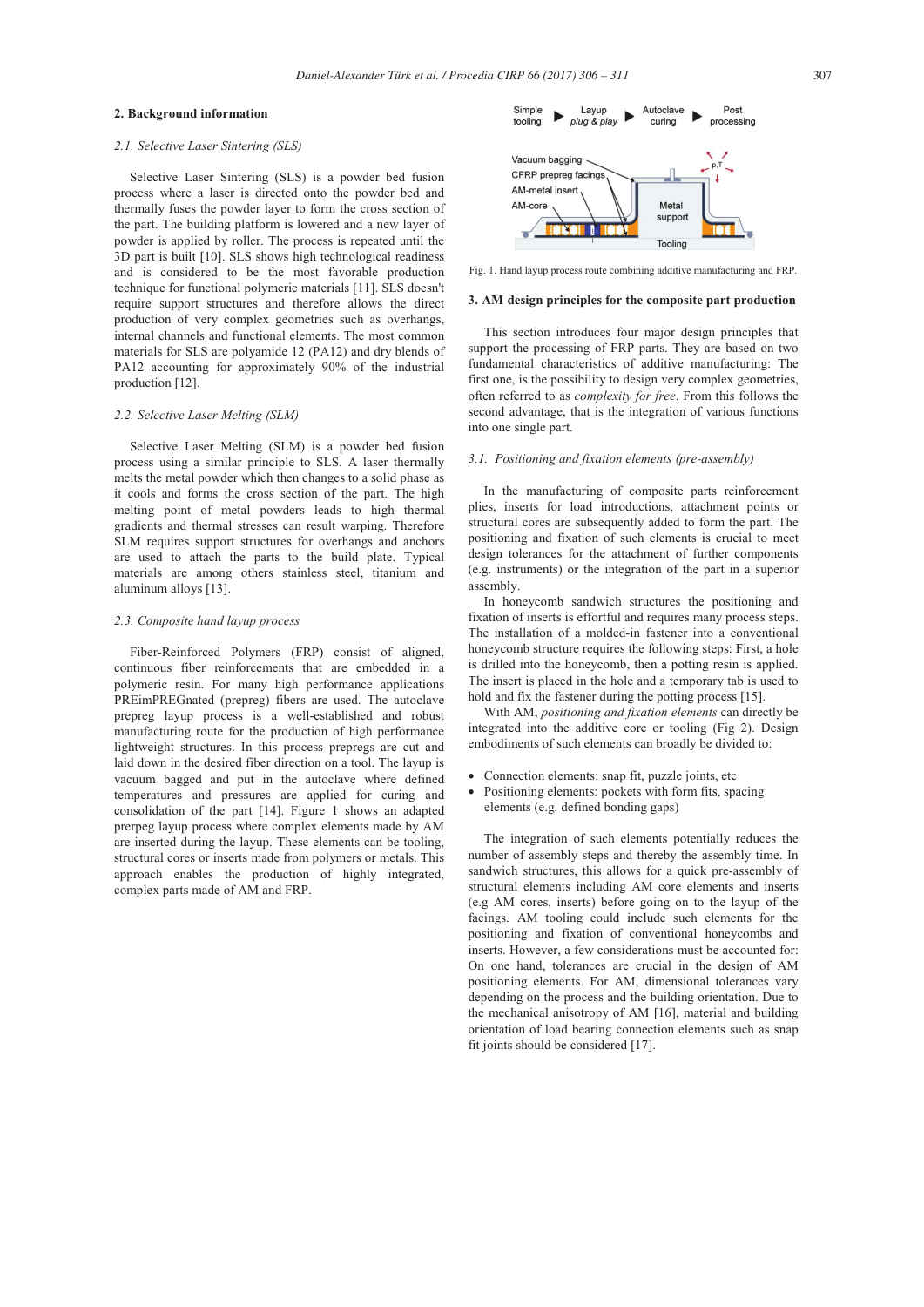## 2. Background information

### 2.1. Selective Laser Sintering (SLS)

Selective Laser Sintering (SLS) is a powder bed fusion process where a laser is directed onto the powder bed and thermally fuses the powder layer to form the cross section of the part. The building platform is lowered and a new layer of powder is applied by roller. The process is repeated until the 3D part is built [10]. SLS shows high technological readiness and is considered to be the most favorable production technique for functional polymeric materials [11]. SLS doesn't require support structures and therefore allows the direct production of very complex geometries such as overhangs, internal channels and functional elements. The most common materials for SLS are polyamide 12 (PA12) and dry blends of PA12 accounting for approximately 90% of the industrial production [12].

### 2.2. Selective Laser Melting (SLM)

Selective Laser Melting (SLM) is a powder bed fusion process using a similar principle to SLS. A laser thermally melts the metal powder which then changes to a solid phase as it cools and forms the cross section of the part. The high melting point of metal powders leads to high thermal gradients and thermal stresses can result warping. Therefore SLM requires support structures for overhangs and anchors are used to attach the parts to the build plate. Typical materials are among others stainless steel, titanium and aluminum alloys [13].

### 2.3. Composite hand layup process

Fiber-Reinforced Polymers (FRP) consist of aligned, continuous fiber reinforcements that are embedded in a polymeric resin. For many high performance applications PREimPREGnated (prepreg) fibers are used. The autoclave prepreg layup process is a well-established and robust manufacturing route for the production of high performance lightweight structures. In this process prepregs are cut and laid down in the desired fiber direction on a tool. The layup is vacuum bagged and put in the autoclave where defined temperatures and pressures are applied for curing and consolidation of the part [14]. Figure 1 shows an adapted prerpeg layup process where complex elements made by AM are inserted during the layup. These elements can be tooling, structural cores or inserts made from polymers or metals. This approach enables the production of highly integrated, complex parts made of AM and FRP.

Fig. 1. Hand layup process route combining additive manufacturing and FRP.

## 3. AM design principles for the composite part production

This section introduces four major design principles that support the processing of FRP parts. They are based on two fundamental characteristics of additive manufacturing: The first one, is the possibility to design very complex geometries, often referred to as *complexity for free*. From this follows the second advantage, that is the integration of various functions into one single part.

### 3.1. Positioning and fixation elements (pre-assembly)

In the manufacturing of composite parts reinforcement plies, inserts for load introductions, attachment points or structural cores are subsequently added to form the part. The positioning and fixation of such elements is crucial to meet design tolerances for the attachment of further components (e.g. instruments) or the integration of the part in a superior assembly.

In honeycomb sandwich structures the positioning and fixation of inserts is effortful and requires many process steps. The installation of a molded-in fastener into a conventional honeycomb structure requires the following steps: First, a hole is drilled into the honeycomb, then a potting resin is applied. The insert is placed in the hole and a temporary tab is used to hold and fix the fastener during the potting process [15].

With AM, *positioning and fixation elements* can directly be integrated into the additive core or tooling (Fig 2). Design embodiments of such elements can broadly be divided to:

- Connection elements: snap fit, puzzle joints, etc
- Positioning elements: pockets with form fits, spacing elements (e.g. defined bonding gaps)

The integration of such elements potentially reduces the number of assembly steps and thereby the assembly time. In sandwich structures, this allows for a quick pre-assembly of structural elements including AM core elements and inserts (e.g AM cores, inserts) before going on to the layup of the facings. AM tooling could include such elements for the positioning and fixation of conventional honeycombs and inserts. However, a few considerations must be accounted for: On one hand, tolerances are crucial in the design of AM positioning elements. For AM, dimensional tolerances vary depending on the process and the building orientation. Due to the mechanical anisotropy of AM [16], material and building orientation of load bearing connection elements such as snap fit joints should be considered [17].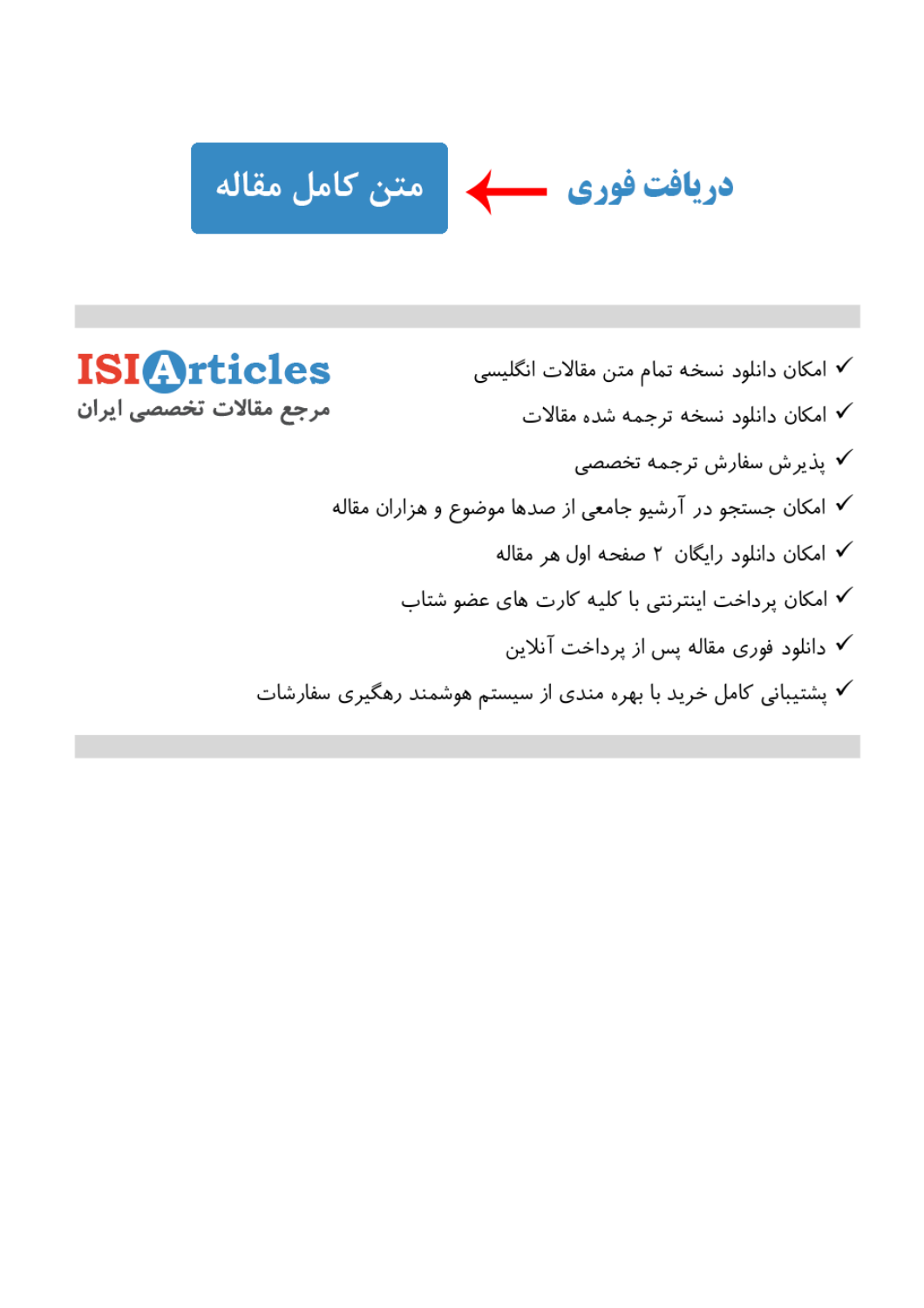دریافت فوری ← **متن کامل مقاله**

**ISIArticles**
مرجع مقالات تخصصی ایران

- ✓ امکان دانلود نسخه تمام متن مقالات انگلیسی
- ✓ امکان دانلود نسخه ترجمه شده مقالات
- ✓ پذیرش سفارش ترجمه تخصصی
- ✓ امکان جستجو در آرشیو جامعی از صدها موضوع و هزاران مقاله
- ✓ امکان دانلود رایگان ۲ صفحه اول هر مقاله
- ✓ امکان پرداخت اینترنتی با کلیه کارت های عضو شتاب
- ✓ دانلود فوری مقاله پس از پرداخت آنلاین
- ✓ پشتیبانی کامل خرید با بهره مندی از سیستم هوشمند رهگیری سفارشات